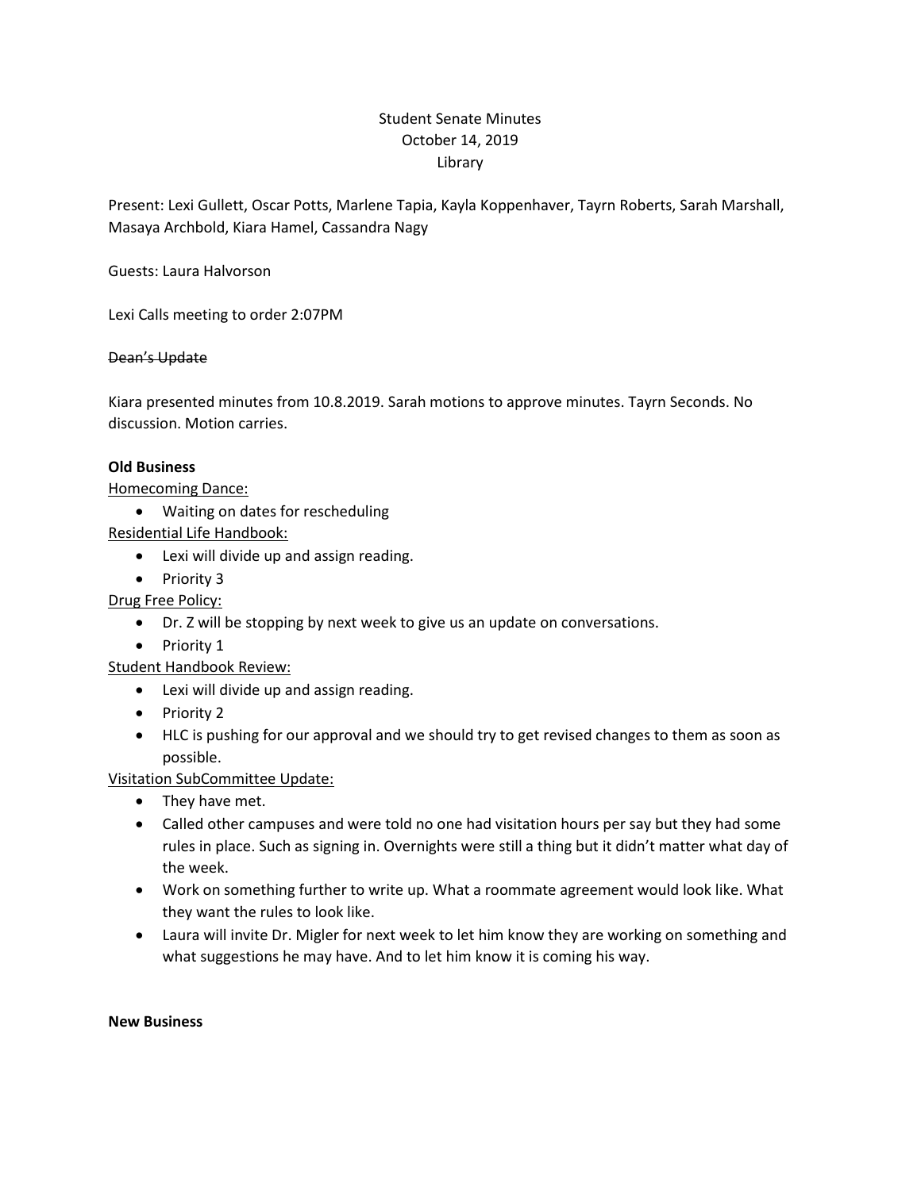Student Senate Minutes
October 14, 2019
Library

Present: Lexi Gullett, Oscar Potts, Marlene Tapia, Kayla Koppenhaver, Tayrn Roberts, Sarah Marshall, Masaya Archbold, Kiara Hamel, Cassandra Nagy

Guests: Laura Halvorson

Lexi Calls meeting to order 2:07PM

~~Dean's Update~~

Kiara presented minutes from 10.8.2019. Sarah motions to approve minutes. Tayrn Seconds. No discussion. Motion carries.

**Old Business**

Homecoming Dance:

- Waiting on dates for rescheduling

Residential Life Handbook:

- Lexi will divide up and assign reading.
- Priority 3

Drug Free Policy:

- Dr. Z will be stopping by next week to give us an update on conversations.
- Priority 1

Student Handbook Review:

- Lexi will divide up and assign reading.
- Priority 2
- HLC is pushing for our approval and we should try to get revised changes to them as soon as possible.

Visitation SubCommittee Update:

- They have met.
- Called other campuses and were told no one had visitation hours per say but they had some rules in place. Such as signing in. Overnights were still a thing but it didn't matter what day of the week.
- Work on something further to write up. What a roommate agreement would look like. What they want the rules to look like.
- Laura will invite Dr. Migler for next week to let him know they are working on something and what suggestions he may have. And to let him know it is coming his way.

**New Business**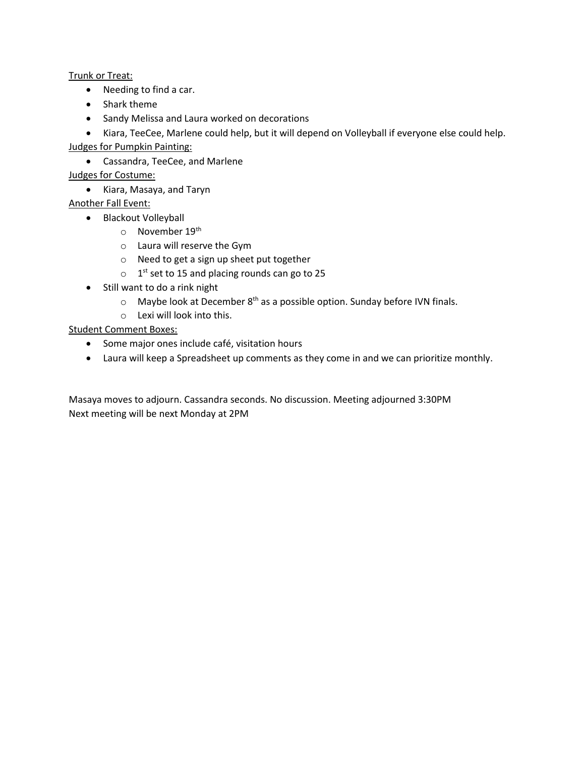<u>Trunk or Treat:</u>

- Needing to find a car.
- Shark theme
- Sandy Melissa and Laura worked on decorations
- Kiara, TeeCee, Marlene could help, but it will depend on Volleyball if everyone else could help.

<u>Judges for Pumpkin Painting:</u>

- Cassandra, TeeCee, and Marlene

<u>Judges for Costume:</u>

- Kiara, Masaya, and Taryn

<u>Another Fall Event:</u>

- Blackout Volleyball
  - November 19th
  - Laura will reserve the Gym
  - Need to get a sign up sheet put together
  - 1st set to 15 and placing rounds can go to 25
- Still want to do a rink night
  - Maybe look at December 8th as a possible option. Sunday before IVN finals.
  - Lexi will look into this.

<u>Student Comment Boxes:</u>

- Some major ones include café, visitation hours
- Laura will keep a Spreadsheet up comments as they come in and we can prioritize monthly.

Masaya moves to adjourn. Cassandra seconds. No discussion. Meeting adjourned 3:30PM
Next meeting will be next Monday at 2PM